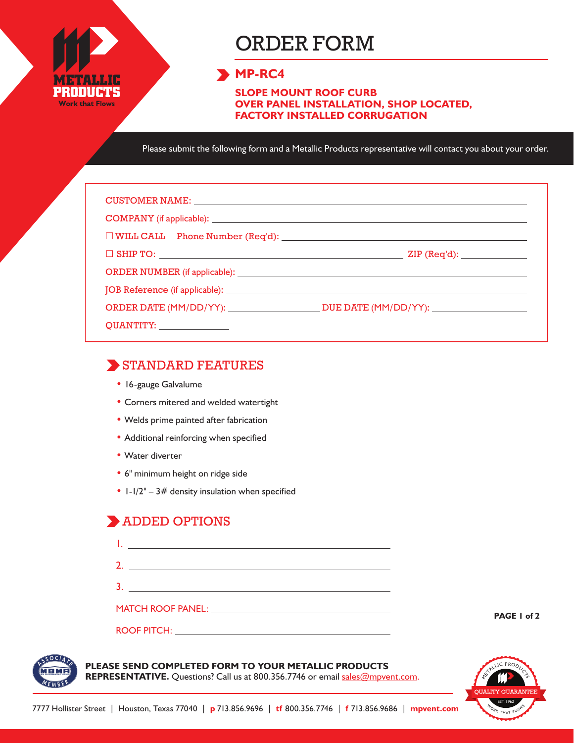# ORDER FORM

## MP-RC4

**SLOPE MOUNT ROOF CURB**
**OVER PANEL INSTALLATION, SHOP LOCATED,**
**FACTORY INSTALLED CORRUGATION**

Please submit the following form and a Metallic Products representative will contact you about your order.

CUSTOMER NAME: ____________________

COMPANY (if applicable): ____________________

☐ WILL CALL Phone Number (Req'd): ____________________

☐ SHIP TO: ____________________ ZIP (Req'd): __________

ORDER NUMBER (if applicable): ____________________

JOB Reference (if applicable): ____________________

ORDER DATE (MM/DD/YY): __________ DUE DATE (MM/DD/YY): __________

QUANTITY: __________

## STANDARD FEATURES

- 16-gauge Galvalume
- Corners mitered and welded watertight
- Welds prime painted after fabrication
- Additional reinforcing when specified
- Water diverter
- 6" minimum height on ridge side
- 1-1/2" – 3# density insulation when specified

## ADDED OPTIONS

1. ____________________
2. ____________________
3. ____________________

MATCH ROOF PANEL: ____________________

ROOF PITCH: ____________________

**PLEASE SEND COMPLETED FORM TO YOUR METALLIC PRODUCTS REPRESENTATIVE.** Questions? Call us at 800.356.7746 or email sales@mpvent.com.

7777 Hollister Street | Houston, Texas 77040 | **p** 713.856.9696 | **tf** 800.356.7746 | **f** 713.856.9686 | **mpvent.com**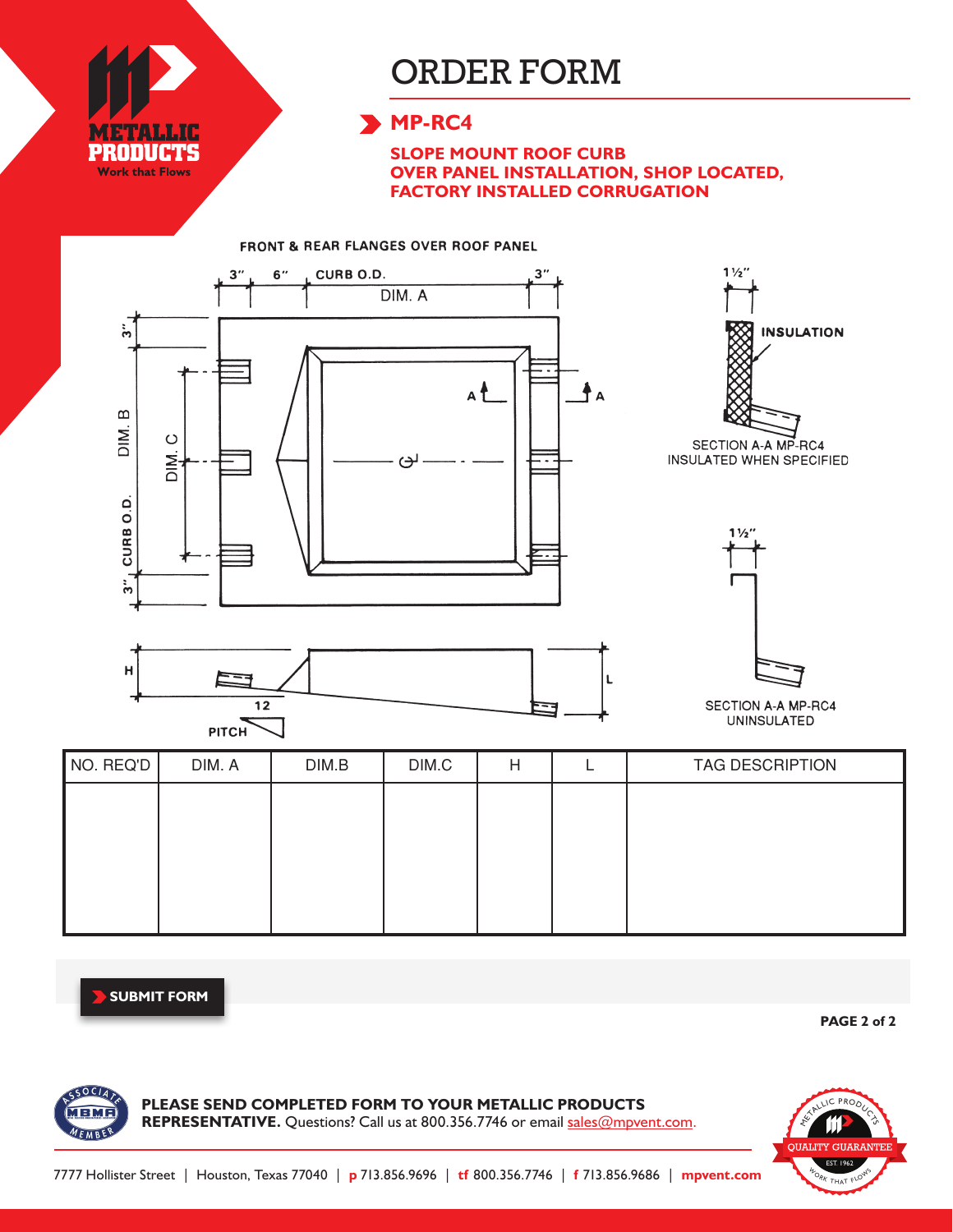# ORDER FORM

## MP-RC4

**SLOPE MOUNT ROOF CURB**
**OVER PANEL INSTALLATION, SHOP LOCATED, FACTORY INSTALLED CORRUGATION**

FRONT & REAR FLANGES OVER ROOF PANEL

3"
6"
CURB O.D.
DIM. A
3"
3"
DIM. B
DIM. C
CURB O.D.
3"
A
A
H
L
12
PITCH

1½"
INSULATION
SECTION A-A MP-RC4
INSULATED WHEN SPECIFIED

1½"
SECTION A-A MP-RC4
UNINSULATED

| NO. REQ'D | DIM. A | DIM.B | DIM.C | H | L | TAG DESCRIPTION |
|---|---|---|---|---|---|---|
| | | | | | | |

SUBMIT FORM

**PLEASE SEND COMPLETED FORM TO YOUR METALLIC PRODUCTS REPRESENTATIVE.** Questions? Call us at 800.356.7746 or email sales@mpvent.com.

7777 Hollister Street | Houston, Texas 77040 | **p** 713.856.9696 | **tf** 800.356.7746 | **f** 713.856.9686 | **mpvent.com**